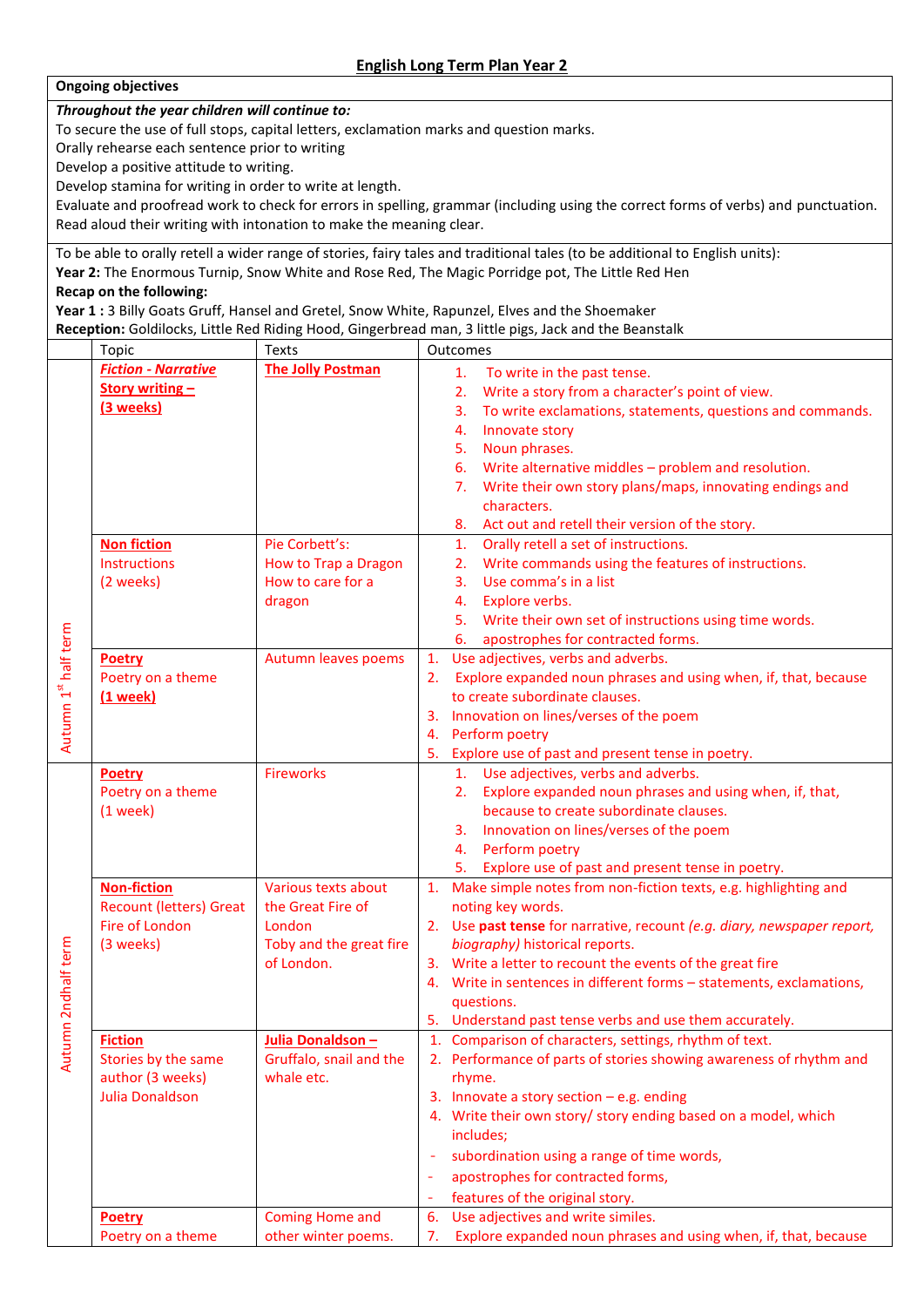# English Long Term Plan Year 2

**Ongoing objectives**

***Throughout the year children will continue to:***

To secure the use of full stops, capital letters, exclamation marks and question marks.
Orally rehearse each sentence prior to writing
Develop a positive attitude to writing.
Develop stamina for writing in order to write at length.
Evaluate and proofread work to check for errors in spelling, grammar (including using the correct forms of verbs) and punctuation.
Read aloud their writing with intonation to make the meaning clear.

To be able to orally retell a wider range of stories, fairy tales and traditional tales (to be additional to English units):
**Year 2:** The Enormous Turnip, Snow White and Rose Red, The Magic Porridge pot, The Little Red Hen
**Recap on the following:**
**Year 1 :** 3 Billy Goats Gruff, Hansel and Gretel, Snow White, Rapunzel, Elves and the Shoemaker
**Reception:** Goldilocks, Little Red Riding Hood, Gingerbread man, 3 little pigs, Jack and the Beanstalk

| | Topic | Texts | Outcomes |
|---|---|---|---|
| Autumn 1st half term | ***Fiction - Narrative*** **Story writing –** **(3 weeks)** | **The Jolly Postman** | 1. To write in the past tense.<br>2. Write a story from a character's point of view.<br>3. To write exclamations, statements, questions and commands.<br>4. Innovate story<br>5. Noun phrases.<br>6. Write alternative middles – problem and resolution.<br>7. Write their own story plans/maps, innovating endings and characters.<br>8. Act out and retell their version of the story. |
| | **Non fiction** Instructions (2 weeks) | Pie Corbett's: How to Trap a Dragon How to care for a dragon | 1. Orally retell a set of instructions.<br>2. Write commands using the features of instructions.<br>3. Use comma's in a list<br>4. Explore verbs.<br>5. Write their own set of instructions using time words.<br>6. apostrophes for contracted forms. |
| | **Poetry** Poetry on a theme **(1 week)** | Autumn leaves poems | 1. Use adjectives, verbs and adverbs.<br>2. Explore expanded noun phrases and using when, if, that, because to create subordinate clauses.<br>3. Innovation on lines/verses of the poem<br>4. Perform poetry<br>5. Explore use of past and present tense in poetry. |
| Autumn 2ndhalf term | **Poetry** Poetry on a theme (1 week) | Fireworks | 1. Use adjectives, verbs and adverbs.<br>2. Explore expanded noun phrases and using when, if, that, because to create subordinate clauses.<br>3. Innovation on lines/verses of the poem<br>4. Perform poetry<br>5. Explore use of past and present tense in poetry. |
| | **Non-fiction** Recount (letters) Great Fire of London (3 weeks) | Various texts about the Great Fire of London Toby and the great fire of London. | 1. Make simple notes from non-fiction texts, e.g. highlighting and noting key words.<br>2. Use **past tense** for narrative, recount *(e.g. diary, newspaper report, biography)* historical reports.<br>3. Write a letter to recount the events of the great fire<br>4. Write in sentences in different forms – statements, exclamations, questions.<br>5. Understand past tense verbs and use them accurately. |
| | **Fiction** Stories by the same author (3 weeks) Julia Donaldson | **Julia Donaldson –** Gruffalo, snail and the whale etc. | 1. Comparison of characters, settings, rhythm of text.<br>2. Performance of parts of stories showing awareness of rhythm and rhyme.<br>3. Innovate a story section – e.g. ending<br>4. Write their own story/ story ending based on a model, which includes;<br>- subordination using a range of time words,<br>- apostrophes for contracted forms,<br>- features of the original story. |
| | **Poetry** Poetry on a theme | Coming Home and other winter poems. | 6. Use adjectives and write similes.<br>7. Explore expanded noun phrases and using when, if, that, because |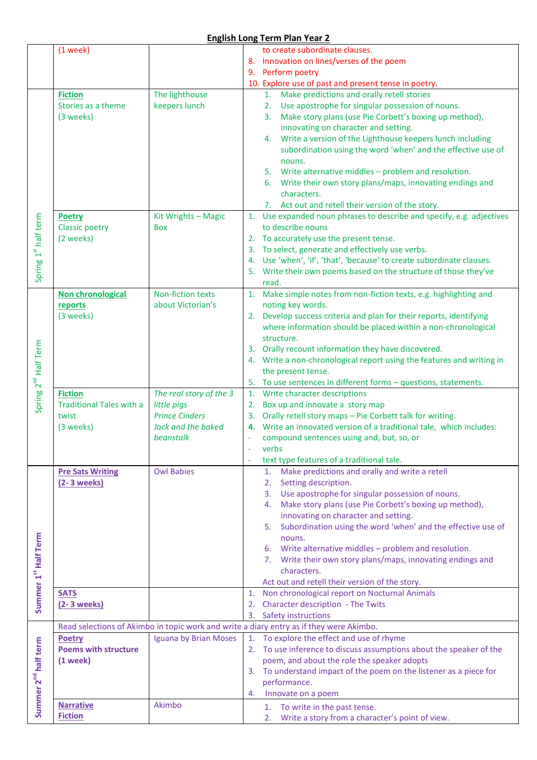## English Long Term Plan Year 2

| | | | |
|---|---|---|---|
| | (1 week) | | to create subordinate clauses.<br>8. Innovation on lines/verses of the poem<br>9. Perform poetry<br>10. Explore use of past and present tense in poetry. |
| Spring 1st half term | **Fiction**<br>Stories as a theme<br>(3 weeks) | The lighthouse keepers lunch | 1. Make predictions and orally retell stories<br>2. Use apostrophe for singular possession of nouns.<br>3. Make story plans (use Pie Corbett's boxing up method), innovating on character and setting.<br>4. Write a version of the Lighthouse keepers lunch including subordination using the word 'when' and the effective use of nouns.<br>5. Write alternative middles – problem and resolution.<br>6. Write their own story plans/maps, innovating endings and characters.<br>7. Act out and retell their version of the story. |
| | **Poetry**<br>Classic poetry<br>(2 weeks) | Kit Wrights – Magic Box | 1. Use expanded noun phrases to describe and specify, e.g. adjectives to describe nouns<br>2. To accurately use the present tense.<br>3. To select, generate and effectively use verbs.<br>4. Use 'when', 'if', 'that', 'because' to create subordinate clauses.<br>5. Write their own poems based on the structure of those they've read. |
| Spring 2nd Half Term | **Non chronological reports**<br>(3 weeks) | Non-fiction texts about Victorian's | 1. Make simple notes from non-fiction texts, e.g. highlighting and noting key words.<br>2. Develop success criteria and plan for their reports, identifying where information should be placed within a non-chronological structure.<br>3. Orally recount information they have discovered.<br>4. Write a non-chronological report using the features and writing in the present tense.<br>5. To use sentences in different forms – questions, statements. |
| | **Fiction**<br>Traditional Tales with a twist<br>(3 weeks) | *The real story of the 3 little pigs*<br>*Prince Cinders*<br>*Jack and the baked beanstalk* | 1. Write character descriptions<br>2. Box up and innovate a story map<br>3. Orally retell story maps – Pie Corbett talk for writing.<br>**4.** Write an innovated version of a traditional tale, which includes:<br>- compound sentences using and, but, so, or<br>- verbs<br>- text type features of a traditional tale. |
| Summer 1st Half Term | **Pre Sats Writing**<br>**(2- 3 weeks)** | Owl Babies | 1. Make predictions and orally and write a retell<br>2. Setting description.<br>3. Use apostrophe for singular possession of nouns.<br>4. Make story plans (use Pie Corbett's boxing up method), innovating on character and setting.<br>5. Subordination using the word 'when' and the effective use of nouns.<br>6. Write alternative middles – problem and resolution.<br>7. Write their own story plans/maps, innovating endings and characters.<br>Act out and retell their version of the story. |
| | **SATS**<br>**(2- 3 weeks)** | | 1. Non chronological report on Nocturnal Animals<br>2. Character description - The Twits<br>3. Safety instructions |
| Summer 2nd half term | Read selections of Akimbo in topic work and write a diary entry as if they were Akimbo. | | |
| | **Poetry**<br>**Poems with structure**<br>**(1 week)** | Iguana by Brian Moses | 1. To explore the effect and use of rhyme<br>2. To use inference to discuss assumptions about the speaker of the poem, and about the role the speaker adopts<br>3. To understand impact of the poem on the listener as a piece for performance.<br>4. Innovate on a poem |
| | **Narrative Fiction** | Akimbo | 1. To write in the past tense.<br>2. Write a story from a character's point of view. |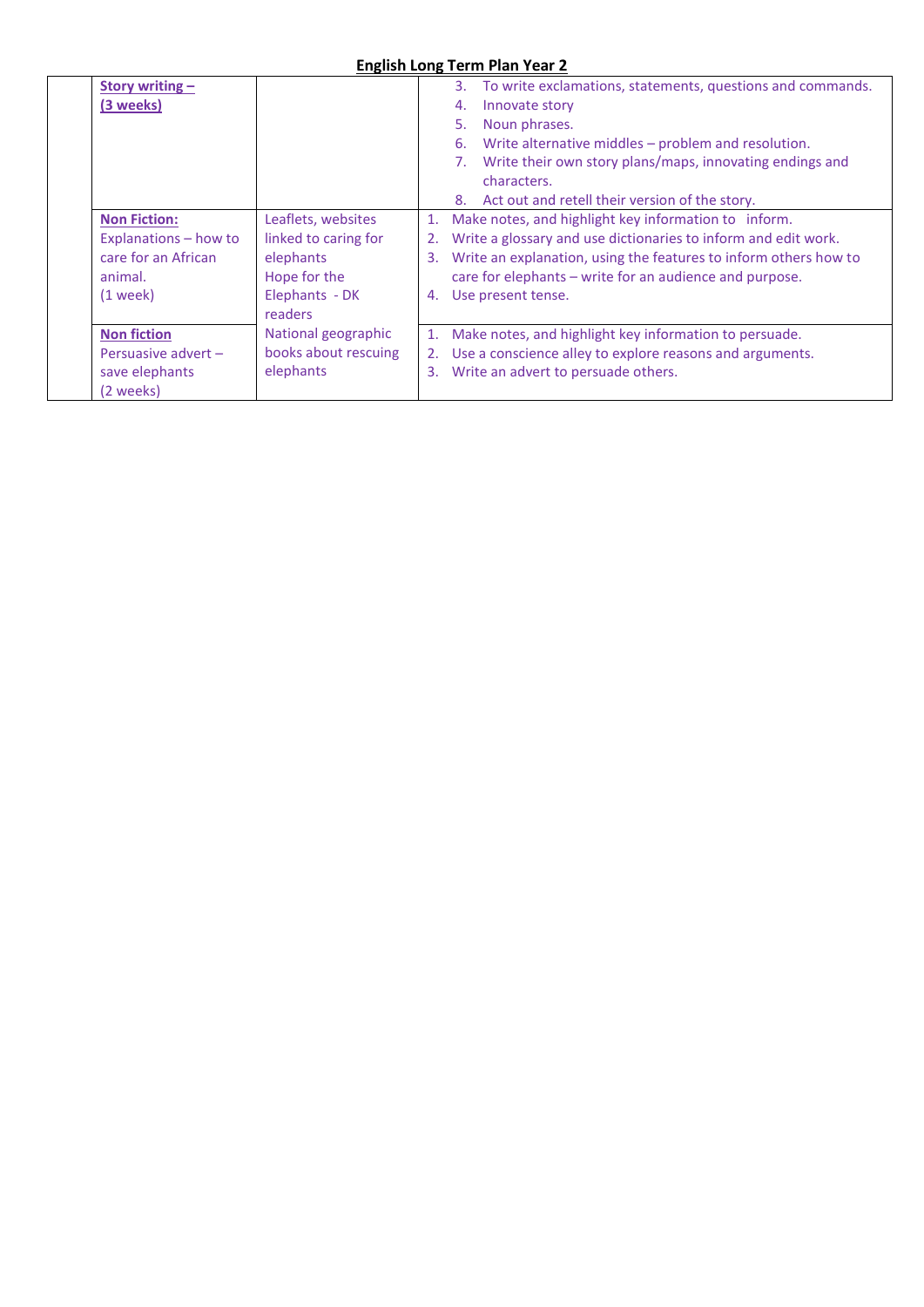## English Long Term Plan Year 2

| | | | |
|---|---|---|---|
| | **Story writing – (3 weeks)** | | 3. To write exclamations, statements, questions and commands.<br>4. Innovate story<br>5. Noun phrases.<br>6. Write alternative middles – problem and resolution.<br>7. Write their own story plans/maps, innovating endings and characters.<br>8. Act out and retell their version of the story. |
| | **Non Fiction:** Explanations – how to care for an African animal. (1 week) | Leaflets, websites linked to caring for elephants<br>Hope for the Elephants - DK readers | 1. Make notes, and highlight key information to inform.<br>2. Write a glossary and use dictionaries to inform and edit work.<br>3. Write an explanation, using the features to inform others how to care for elephants – write for an audience and purpose.<br>4. Use present tense. |
| | **Non fiction** Persuasive advert – save elephants (2 weeks) | National geographic books about rescuing elephants | 1. Make notes, and highlight key information to persuade.<br>2. Use a conscience alley to explore reasons and arguments.<br>3. Write an advert to persuade others. |